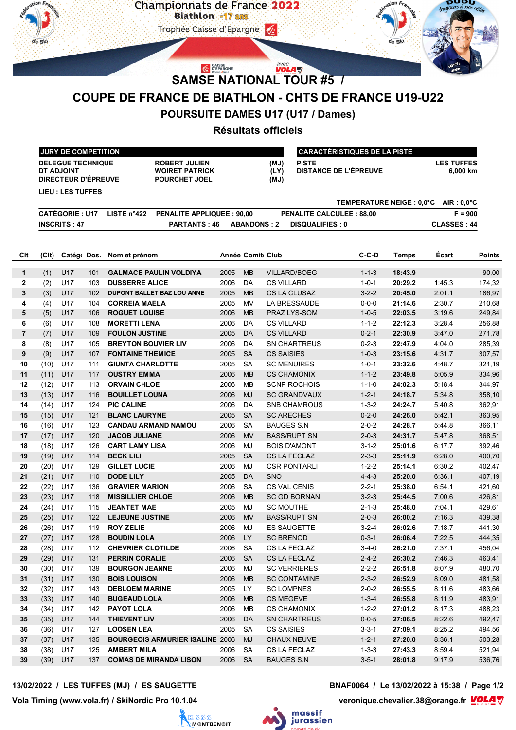Championnats de France 2022
Biathlon -17 ans
Trophée Caisse d'Epargne

# SAMSE NATIONAL TOUR #5 /

# COUPE DE FRANCE DE BIATHLON - CHTS DE FRANCE U19-U22

## POURSUITE DAMES U17 (U17 / Dames)

## Résultats officiels

| JURY DE COMPETITION | | |
|---|---|---|
| DELEGUE TECHNIQUE | ROBERT JULIEN | (MJ) |
| DT ADJOINT | WOIRET PATRICK | (LY) |
| DIRECTEUR D'ÉPREUVE | POURCHET JOEL | (MJ) |

| CARACTÉRISTIQUES DE LA PISTE | |
|---|---|
| PISTE | LES TUFFES |
| DISTANCE DE L'ÉPREUVE | 6,000 km |

LIEU : LES TUFFES

TEMPERATURE NEIGE : 0,0°C AIR : 0,0°C

CATÉGORIE : U17 LISTE n°422 PENALITE APPLIQUEE : 90,00 PENALITE CALCULEE : 88,00 F = 900

INSCRITS : 47 PARTANTS : 46 ABANDONS : 2 DISQUALIFIES : 0 CLASSES : 44

| Clt | (Clt) | Catég | Dos. | Nom et prénom | Année | Comité | Club | C-C-D | Temps | Écart | Points |
|---|---|---|---|---|---|---|---|---|---|---|---|
| 1 | (1) | U17 | 101 | GALMACE PAULIN VOLDIYA | 2005 | MB | VILLARD/BOEG | 1-1-3 | 18:43.9 | | 90,00 |
| 2 | (2) | U17 | 103 | DUSSERRE ALICE | 2006 | DA | CS VILLARD | 1-0-1 | 20:29.2 | 1:45.3 | 174,32 |
| 3 | (3) | U17 | 102 | DUPONT BALLET BAZ LOU ANNE | 2005 | MB | CS LA CLUSAZ | 3-2-2 | 20:45.0 | 2:01.1 | 186,97 |
| 4 | (4) | U17 | 104 | CORREIA MAELA | 2005 | MV | LA BRESSAUDE | 0-0-0 | 21:14.6 | 2:30.7 | 210,68 |
| 5 | (5) | U17 | 106 | ROGUET LOUISE | 2006 | MB | PRAZ LYS-SOM | 1-0-5 | 22:03.5 | 3:19.6 | 249,84 |
| 6 | (6) | U17 | 108 | MORETTI LENA | 2006 | DA | CS VILLARD | 1-1-2 | 22:12.3 | 3:28.4 | 256,88 |
| 7 | (7) | U17 | 109 | FOULON JUSTINE | 2005 | DA | CS VILLARD | 0-2-1 | 22:30.9 | 3:47.0 | 271,78 |
| 8 | (8) | U17 | 105 | BREYTON BOUVIER LIV | 2006 | DA | SN CHARTREUS | 0-2-3 | 22:47.9 | 4:04.0 | 285,39 |
| 9 | (9) | U17 | 107 | FONTAINE THEMICE | 2005 | SA | CS SAISIES | 1-0-3 | 23:15.6 | 4:31.7 | 307,57 |
| 10 | (10) | U17 | 111 | GIUNTA CHARLOTTE | 2005 | SA | SC MENUIRES | 1-0-1 | 23:32.6 | 4:48.7 | 321,19 |
| 11 | (11) | U17 | 117 | OUSTRY EMMA | 2006 | MB | CS CHAMONIX | 1-1-2 | 23:49.8 | 5:05.9 | 334,96 |
| 12 | (12) | U17 | 113 | ORVAIN CHLOE | 2006 | MB | SCNP ROCHOIS | 1-1-0 | 24:02.3 | 5:18.4 | 344,97 |
| 13 | (13) | U17 | 116 | BOUILLET LOUNA | 2006 | MJ | SC GRANDVAUX | 1-2-1 | 24:18.7 | 5:34.8 | 358,10 |
| 14 | (14) | U17 | 124 | PIC CALINE | 2006 | DA | SNB CHAMROUS | 1-3-2 | 24:24.7 | 5:40.8 | 362,91 |
| 15 | (15) | U17 | 121 | BLANC LAURYNE | 2005 | SA | SC ARECHES | 0-2-0 | 24:26.0 | 5:42.1 | 363,95 |
| 16 | (16) | U17 | 123 | CANDAU ARMAND NAMOU | 2006 | SA | BAUGES S.N | 2-0-2 | 24:28.7 | 5:44.8 | 366,11 |
| 17 | (17) | U17 | 120 | JACOB JULIANE | 2006 | MV | BASS/RUPT SN | 2-0-3 | 24:31.7 | 5:47.8 | 368,51 |
| 18 | (18) | U17 | 126 | CART LAMY LISA | 2006 | MJ | BOIS D'AMONT | 3-1-2 | 25:01.6 | 6:17.7 | 392,46 |
| 19 | (19) | U17 | 114 | BECK LILI | 2005 | SA | CS LA FECLAZ | 2-3-3 | 25:11.9 | 6:28.0 | 400,70 |
| 20 | (20) | U17 | 129 | GILLET LUCIE | 2006 | MJ | CSR PONTARLI | 1-2-2 | 25:14.1 | 6:30.2 | 402,47 |
| 21 | (21) | U17 | 110 | DODE LILY | 2005 | DA | SNO | 4-4-3 | 25:20.0 | 6:36.1 | 407,19 |
| 22 | (22) | U17 | 136 | GRAVIER MARION | 2006 | SA | CS VAL CENIS | 2-2-1 | 25:38.0 | 6:54.1 | 421,60 |
| 23 | (23) | U17 | 118 | MISSILLIER CHLOE | 2006 | MB | SC GD BORNAN | 3-2-3 | 25:44.5 | 7:00.6 | 426,81 |
| 24 | (24) | U17 | 115 | JEANTET MAE | 2005 | MJ | SC MOUTHE | 2-1-3 | 25:48.0 | 7:04.1 | 429,61 |
| 25 | (25) | U17 | 122 | LEJEUNE JUSTINE | 2006 | MV | BASS/RUPT SN | 2-0-3 | 26:00.2 | 7:16.3 | 439,38 |
| 26 | (26) | U17 | 119 | ROY ZELIE | 2006 | MJ | ES SAUGETTE | 3-2-4 | 26:02.6 | 7:18.7 | 441,30 |
| 27 | (27) | U17 | 128 | BOUDIN LOLA | 2006 | LY | SC BRENOD | 0-3-1 | 26:06.4 | 7:22.5 | 444,35 |
| 28 | (28) | U17 | 112 | CHEVRIER CLOTILDE | 2006 | SA | CS LA FECLAZ | 3-4-0 | 26:21.0 | 7:37.1 | 456,04 |
| 29 | (29) | U17 | 131 | PERRIN CORALIE | 2006 | SA | CS LA FECLAZ | 2-4-2 | 26:30.2 | 7:46.3 | 463,41 |
| 30 | (30) | U17 | 139 | BOURGON JEANNE | 2006 | MJ | SC VERRIERES | 2-2-2 | 26:51.8 | 8:07.9 | 480,70 |
| 31 | (31) | U17 | 130 | BOIS LOUISON | 2006 | MB | SC CONTAMINE | 2-3-2 | 26:52.9 | 8:09.0 | 481,58 |
| 32 | (32) | U17 | 143 | DEBLOEM MARINE | 2005 | LY | SC LOMPNES | 2-0-2 | 26:55.5 | 8:11.6 | 483,66 |
| 33 | (33) | U17 | 140 | BUGEAUD LOLA | 2006 | MB | CS MEGEVE | 1-3-4 | 26:55.8 | 8:11.9 | 483,91 |
| 34 | (34) | U17 | 142 | PAYOT LOLA | 2006 | MB | CS CHAMONIX | 1-2-2 | 27:01.2 | 8:17.3 | 488,23 |
| 35 | (35) | U17 | 144 | THIEVENT LIV | 2006 | DA | SN CHARTREUS | 0-0-5 | 27:06.5 | 8:22.6 | 492,47 |
| 36 | (36) | U17 | 127 | LOOSEN LEA | 2005 | SA | CS SAISIES | 3-3-1 | 27:09.1 | 8:25.2 | 494,56 |
| 37 | (37) | U17 | 135 | BOURGEOIS ARMURIER ISALINE | 2006 | MJ | CHAUX NEUVE | 1-2-1 | 27:20.0 | 8:36.1 | 503,28 |
| 38 | (38) | U17 | 125 | AMBERT MILA | 2006 | SA | CS LA FECLAZ | 1-3-3 | 27:43.3 | 8:59.4 | 521,94 |
| 39 | (39) | U17 | 137 | COMAS DE MIRANDA LISON | 2006 | SA | BAUGES S.N | 3-5-1 | 28:01.8 | 9:17.9 | 536,76 |

13/02/2022 / LES TUFFES (MJ) / ES SAUGETTE — BNAF0064 / Le 13/02/2022 à 15:38

Vola Timing (www.vola.fr) / SkiNordic Pro 10.1.04 — veronique.chevalier.38@orange.fr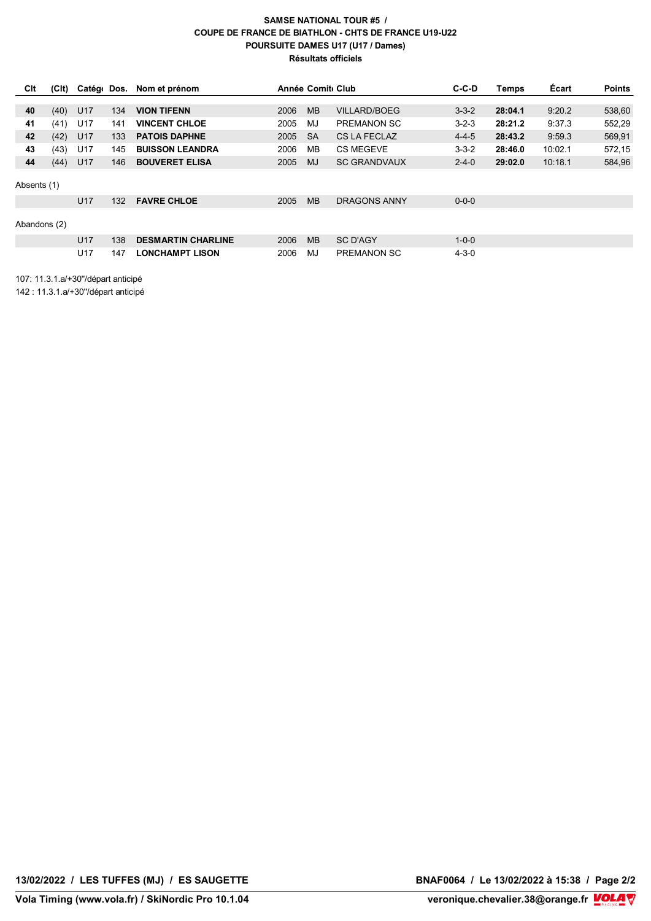**SAMSE NATIONAL TOUR #5 /**
**COUPE DE FRANCE DE BIATHLON - CHTS DE FRANCE U19-U22**
**POURSUITE DAMES U17 (U17 / Dames)**
**Résultats officiels**

| Clt | (Clt) | Catég | Dos. | Nom et prénom | Année | Comité | Club | C-C-D | Temps | Écart | Points |
|---|---|---|---|---|---|---|---|---|---|---|---|
| **40** | (40) | U17 | 134 | **VION TIFENN** | 2006 | MB | VILLARD/BOEG | 3-3-2 | **28:04.1** | 9:20.2 | 538,60 |
| **41** | (41) | U17 | 141 | **VINCENT CHLOE** | 2005 | MJ | PREMANON SC | 3-2-3 | **28:21.2** | 9:37.3 | 552,29 |
| **42** | (42) | U17 | 133 | **PATOIS DAPHNE** | 2005 | SA | CS LA FECLAZ | 4-4-5 | **28:43.2** | 9:59.3 | 569,91 |
| **43** | (43) | U17 | 145 | **BUISSON LEANDRA** | 2006 | MB | CS MEGEVE | 3-3-2 | **28:46.0** | 10:02.1 | 572,15 |
| **44** | (44) | U17 | 146 | **BOUVERET ELISA** | 2005 | MJ | SC GRANDVAUX | 2-4-0 | **29:02.0** | 10:18.1 | 584,96 |

Absents (1)

| Clt | (Clt) | Catég | Dos. | Nom et prénom | Année | Comité | Club | C-C-D | Temps | Écart | Points |
|---|---|---|---|---|---|---|---|---|---|---|---|
| | | U17 | 132 | **FAVRE CHLOE** | 2005 | MB | DRAGONS ANNY | 0-0-0 | | | |

Abandons (2)

| Clt | (Clt) | Catég | Dos. | Nom et prénom | Année | Comité | Club | C-C-D | Temps | Écart | Points |
|---|---|---|---|---|---|---|---|---|---|---|---|
| | | U17 | 138 | **DESMARTIN CHARLINE** | 2006 | MB | SC D'AGY | 1-0-0 | | | |
| | | U17 | 147 | **LONCHAMPT LISON** | 2006 | MJ | PREMANON SC | 4-3-0 | | | |

107: 11.3.1.a/+30"/départ anticipé
142 : 11.3.1.a/+30"/départ anticipé

**13/02/2022 / LES TUFFES (MJ) / ES SAUGETTE** **BNAF0064 / Le 13/02/2022 à 15:38**

**Vola Timing (www.vola.fr) / SkiNordic Pro 10.1.04** **veronique.chevalier.38@orange.fr**